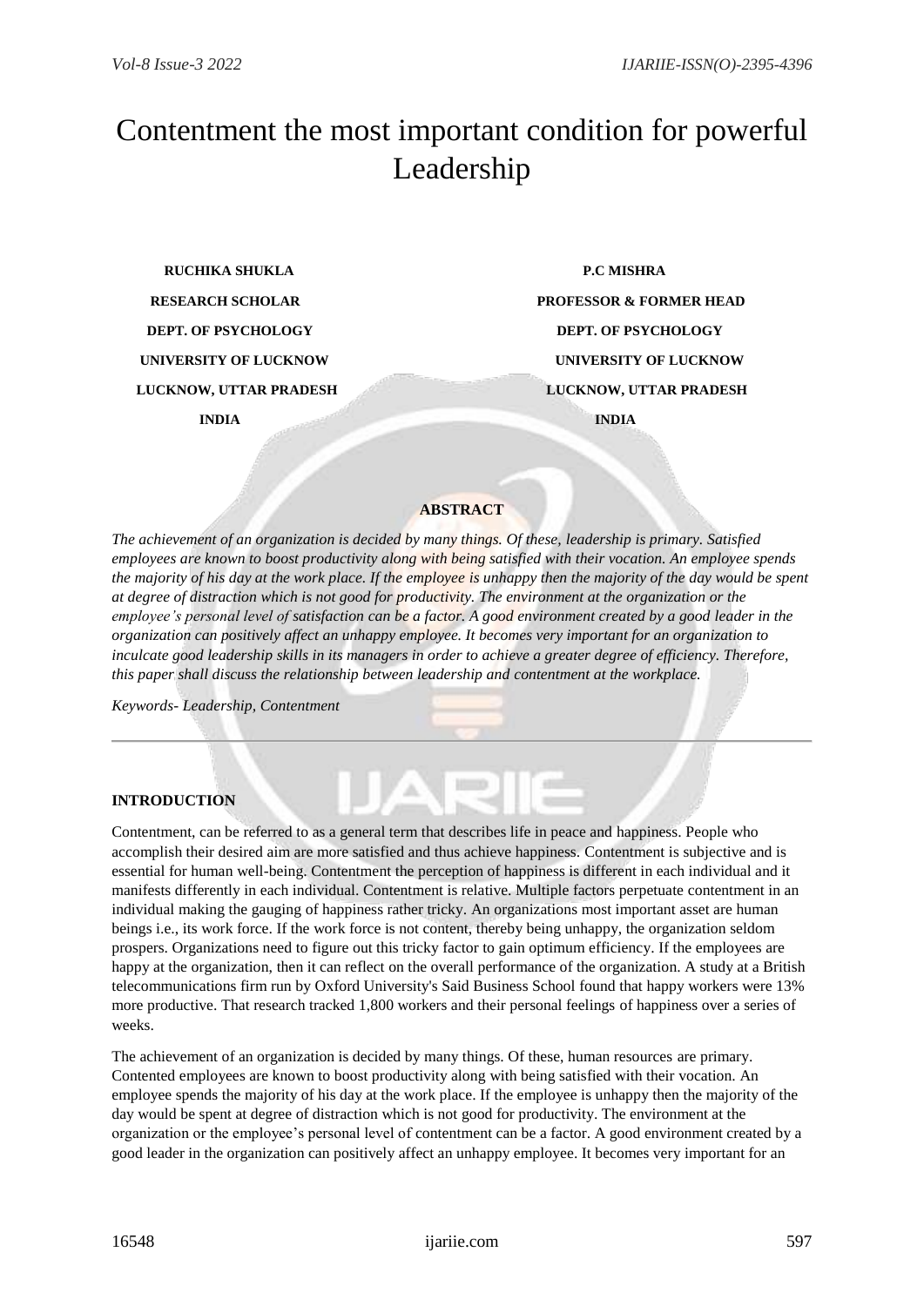# Contentment the most important condition for powerful Leadership

**RUCHIKA SHUKLA**
**RESEARCH SCHOLAR**
**DEPT. OF PSYCHOLOGY**
**UNIVERSITY OF LUCKNOW**
**LUCKNOW, UTTAR PRADESH**
**INDIA**

**P.C MISHRA**
**PROFESSOR & FORMER HEAD**
**DEPT. OF PSYCHOLOGY**
**UNIVERSITY OF LUCKNOW**
**LUCKNOW, UTTAR PRADESH**
**INDIA**

## ABSTRACT

*The achievement of an organization is decided by many things. Of these, leadership is primary. Satisfied employees are known to boost productivity along with being satisfied with their vocation. An employee spends the majority of his day at the work place. If the employee is unhappy then the majority of the day would be spent at degree of distraction which is not good for productivity. The environment at the organization or the employee's personal level of satisfaction can be a factor. A good environment created by a good leader in the organization can positively affect an unhappy employee. It becomes very important for an organization to inculcate good leadership skills in its managers in order to achieve a greater degree of efficiency. Therefore, this paper shall discuss the relationship between leadership and contentment at the workplace.*

*Keywords- Leadership, Contentment*

---

## INTRODUCTION

Contentment, can be referred to as a general term that describes life in peace and happiness. People who accomplish their desired aim are more satisfied and thus achieve happiness. Contentment is subjective and is essential for human well-being. Contentment the perception of happiness is different in each individual and it manifests differently in each individual. Contentment is relative. Multiple factors perpetuate contentment in an individual making the gauging of happiness rather tricky. An organizations most important asset are human beings i.e., its work force. If the work force is not content, thereby being unhappy, the organization seldom prospers. Organizations need to figure out this tricky factor to gain optimum efficiency. If the employees are happy at the organization, then it can reflect on the overall performance of the organization. A study at a British telecommunications firm run by Oxford University's Said Business School found that happy workers were 13% more productive. That research tracked 1,800 workers and their personal feelings of happiness over a series of weeks.

The achievement of an organization is decided by many things. Of these, human resources are primary. Contented employees are known to boost productivity along with being satisfied with their vocation. An employee spends the majority of his day at the work place. If the employee is unhappy then the majority of the day would be spent at degree of distraction which is not good for productivity. The environment at the organization or the employee's personal level of contentment can be a factor. A good environment created by a good leader in the organization can positively affect an unhappy employee. It becomes very important for an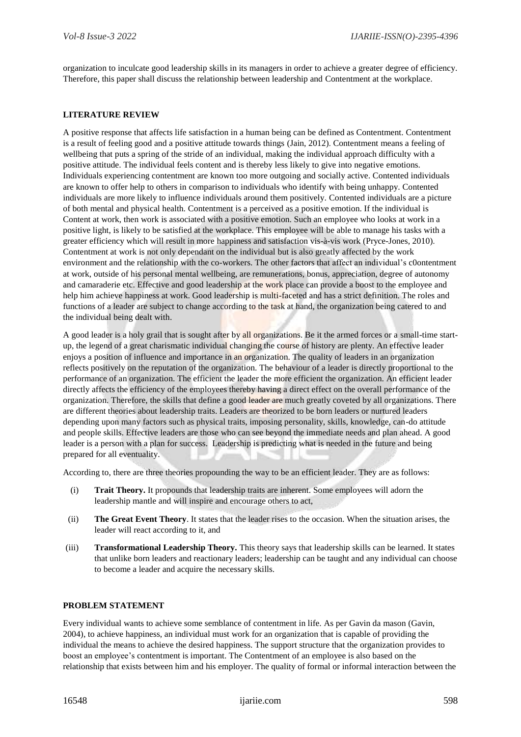organization to inculcate good leadership skills in its managers in order to achieve a greater degree of efficiency. Therefore, this paper shall discuss the relationship between leadership and Contentment at the workplace.

## LITERATURE REVIEW

A positive response that affects life satisfaction in a human being can be defined as Contentment. Contentment is a result of feeling good and a positive attitude towards things (Jain, 2012). Contentment means a feeling of wellbeing that puts a spring of the stride of an individual, making the individual approach difficulty with a positive attitude. The individual feels content and is thereby less likely to give into negative emotions. Individuals experiencing contentment are known too more outgoing and socially active. Contented individuals are known to offer help to others in comparison to individuals who identify with being unhappy. Contented individuals are more likely to influence individuals around them positively. Contented individuals are a picture of both mental and physical health. Contentment is a perceived as a positive emotion. If the individual is Content at work, then work is associated with a positive emotion. Such an employee who looks at work in a positive light, is likely to be satisfied at the workplace. This employee will be able to manage his tasks with a greater efficiency which will result in more happiness and satisfaction vis-à-vis work (Pryce-Jones, 2010). Contentment at work is not only dependant on the individual but is also greatly affected by the work environment and the relationship with the co-workers. The other factors that affect an individual's c0ontentment at work, outside of his personal mental wellbeing, are remunerations, bonus, appreciation, degree of autonomy and camaraderie etc. Effective and good leadership at the work place can provide a boost to the employee and help him achieve happiness at work. Good leadership is multi-faceted and has a strict definition. The roles and functions of a leader are subject to change according to the task at hand, the organization being catered to and the individual being dealt with.

A good leader is a holy grail that is sought after by all organizations. Be it the armed forces or a small-time start-up, the legend of a great charismatic individual changing the course of history are plenty. An effective leader enjoys a position of influence and importance in an organization. The quality of leaders in an organization reflects positively on the reputation of the organization. The behaviour of a leader is directly proportional to the performance of an organization. The efficient the leader the more efficient the organization. An efficient leader directly affects the efficiency of the employees thereby having a direct effect on the overall performance of the organization. Therefore, the skills that define a good leader are much greatly coveted by all organizations. There are different theories about leadership traits. Leaders are theorized to be born leaders or nurtured leaders depending upon many factors such as physical traits, imposing personality, skills, knowledge, can-do attitude and people skills. Effective leaders are those who can see beyond the immediate needs and plan ahead. A good leader is a person with a plan for success. Leadership is predicting what is needed in the future and being prepared for all eventuality.

According to, there are three theories propounding the way to be an efficient leader. They are as follows:

(i) **Trait Theory.** It propounds that leadership traits are inherent. Some employees will adorn the leadership mantle and will inspire and encourage others to act,

(ii) **The Great Event Theory**. It states that the leader rises to the occasion. When the situation arises, the leader will react according to it, and

(iii) **Transformational Leadership Theory.** This theory says that leadership skills can be learned. It states that unlike born leaders and reactionary leaders; leadership can be taught and any individual can choose to become a leader and acquire the necessary skills.

## PROBLEM STATEMENT

Every individual wants to achieve some semblance of contentment in life. As per Gavin da mason (Gavin, 2004), to achieve happiness, an individual must work for an organization that is capable of providing the individual the means to achieve the desired happiness. The support structure that the organization provides to boost an employee's contentment is important. The Contentment of an employee is also based on the relationship that exists between him and his employer. The quality of formal or informal interaction between the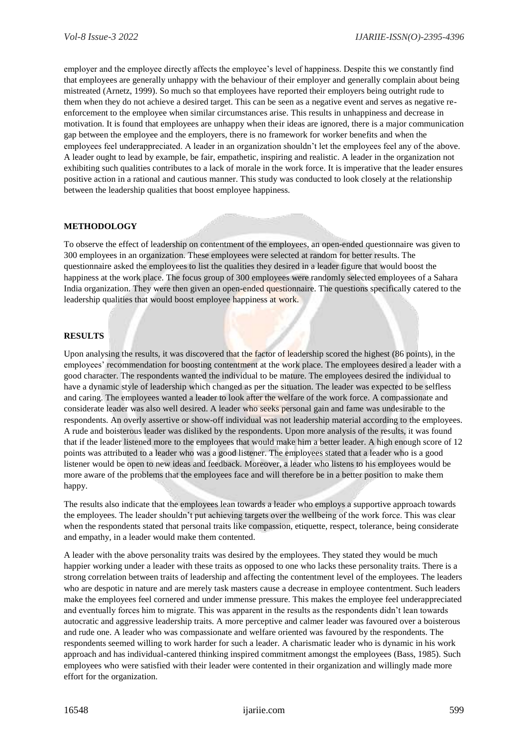employer and the employee directly affects the employee's level of happiness. Despite this we constantly find that employees are generally unhappy with the behaviour of their employer and generally complain about being mistreated (Arnetz, 1999). So much so that employees have reported their employers being outright rude to them when they do not achieve a desired target. This can be seen as a negative event and serves as negative re-enforcement to the employee when similar circumstances arise. This results in unhappiness and decrease in motivation. It is found that employees are unhappy when their ideas are ignored, there is a major communication gap between the employee and the employers, there is no framework for worker benefits and when the employees feel underappreciated. A leader in an organization shouldn't let the employees feel any of the above. A leader ought to lead by example, be fair, empathetic, inspiring and realistic. A leader in the organization not exhibiting such qualities contributes to a lack of morale in the work force. It is imperative that the leader ensures positive action in a rational and cautious manner. This study was conducted to look closely at the relationship between the leadership qualities that boost employee happiness.

## METHODOLOGY

To observe the effect of leadership on contentment of the employees, an open-ended questionnaire was given to 300 employees in an organization. These employees were selected at random for better results. The questionnaire asked the employees to list the qualities they desired in a leader figure that would boost the happiness at the work place. The focus group of 300 employees were randomly selected employees of a Sahara India organization. They were then given an open-ended questionnaire. The questions specifically catered to the leadership qualities that would boost employee happiness at work.

## RESULTS

Upon analysing the results, it was discovered that the factor of leadership scored the highest (86 points), in the employees' recommendation for boosting contentment at the work place. The employees desired a leader with a good character. The respondents wanted the individual to be mature. The employees desired the individual to have a dynamic style of leadership which changed as per the situation. The leader was expected to be selfless and caring. The employees wanted a leader to look after the welfare of the work force. A compassionate and considerate leader was also well desired. A leader who seeks personal gain and fame was undesirable to the respondents. An overly assertive or show-off individual was not leadership material according to the employees. A rude and boisterous leader was disliked by the respondents. Upon more analysis of the results, it was found that if the leader listened more to the employees that would make him a better leader. A high enough score of 12 points was attributed to a leader who was a good listener. The employees stated that a leader who is a good listener would be open to new ideas and feedback. Moreover, a leader who listens to his employees would be more aware of the problems that the employees face and will therefore be in a better position to make them happy.

The results also indicate that the employees lean towards a leader who employs a supportive approach towards the employees. The leader shouldn't put achieving targets over the wellbeing of the work force. This was clear when the respondents stated that personal traits like compassion, etiquette, respect, tolerance, being considerate and empathy, in a leader would make them contented.

A leader with the above personality traits was desired by the employees. They stated they would be much happier working under a leader with these traits as opposed to one who lacks these personality traits. There is a strong correlation between traits of leadership and affecting the contentment level of the employees. The leaders who are despotic in nature and are merely task masters cause a decrease in employee contentment. Such leaders make the employees feel cornered and under immense pressure. This makes the employee feel underappreciated and eventually forces him to migrate. This was apparent in the results as the respondents didn't lean towards autocratic and aggressive leadership traits. A more perceptive and calmer leader was favoured over a boisterous and rude one. A leader who was compassionate and welfare oriented was favoured by the respondents. The respondents seemed willing to work harder for such a leader. A charismatic leader who is dynamic in his work approach and has individual-cantered thinking inspired commitment amongst the employees (Bass, 1985). Such employees who were satisfied with their leader were contented in their organization and willingly made more effort for the organization.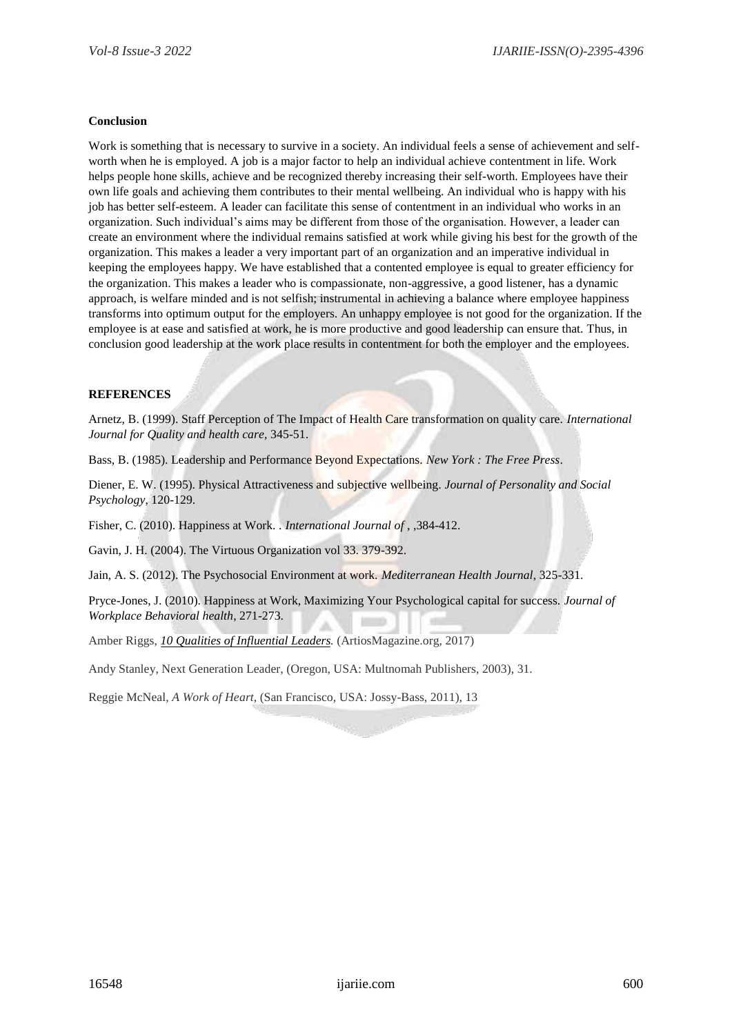**Conclusion**

Work is something that is necessary to survive in a society. An individual feels a sense of achievement and self-worth when he is employed. A job is a major factor to help an individual achieve contentment in life. Work helps people hone skills, achieve and be recognized thereby increasing their self-worth. Employees have their own life goals and achieving them contributes to their mental wellbeing. An individual who is happy with his job has better self-esteem. A leader can facilitate this sense of contentment in an individual who works in an organization. Such individual's aims may be different from those of the organisation. However, a leader can create an environment where the individual remains satisfied at work while giving his best for the growth of the organization. This makes a leader a very important part of an organization and an imperative individual in keeping the employees happy. We have established that a contented employee is equal to greater efficiency for the organization. This makes a leader who is compassionate, non-aggressive, a good listener, has a dynamic approach, is welfare minded and is not selfish; instrumental in achieving a balance where employee happiness transforms into optimum output for the employers. An unhappy employee is not good for the organization. If the employee is at ease and satisfied at work, he is more productive and good leadership can ensure that. Thus, in conclusion good leadership at the work place results in contentment for both the employer and the employees.

**REFERENCES**

Arnetz, B. (1999). Staff Perception of The Impact of Health Care transformation on quality care. *International Journal for Quality and health care*, 345-51.

Bass, B. (1985). Leadership and Performance Beyond Expectations. *New York : The Free Press*.

Diener, E. W. (1995). Physical Attractiveness and subjective wellbeing. *Journal of Personality and Social Psychology*, 120-129.

Fisher, C. (2010). Happiness at Work. . *International Journal of* , ,384-412.

Gavin, J. H. (2004). The Virtuous Organization vol 33. 379-392.

Jain, A. S. (2012). The Psychosocial Environment at work. *Mediterranean Health Journal*, 325-331.

Pryce-Jones, J. (2010). Happiness at Work, Maximizing Your Psychological capital for success. *Journal of Workplace Behavioral health*, 271-273.

Amber Riggs, *10 Qualities of Influential Leaders.* (ArtiosMagazine.org, 2017)

Andy Stanley, Next Generation Leader, (Oregon, USA: Multnomah Publishers, 2003), 31.

Reggie McNeal, *A Work of Heart*, (San Francisco, USA: Jossy-Bass, 2011), 13